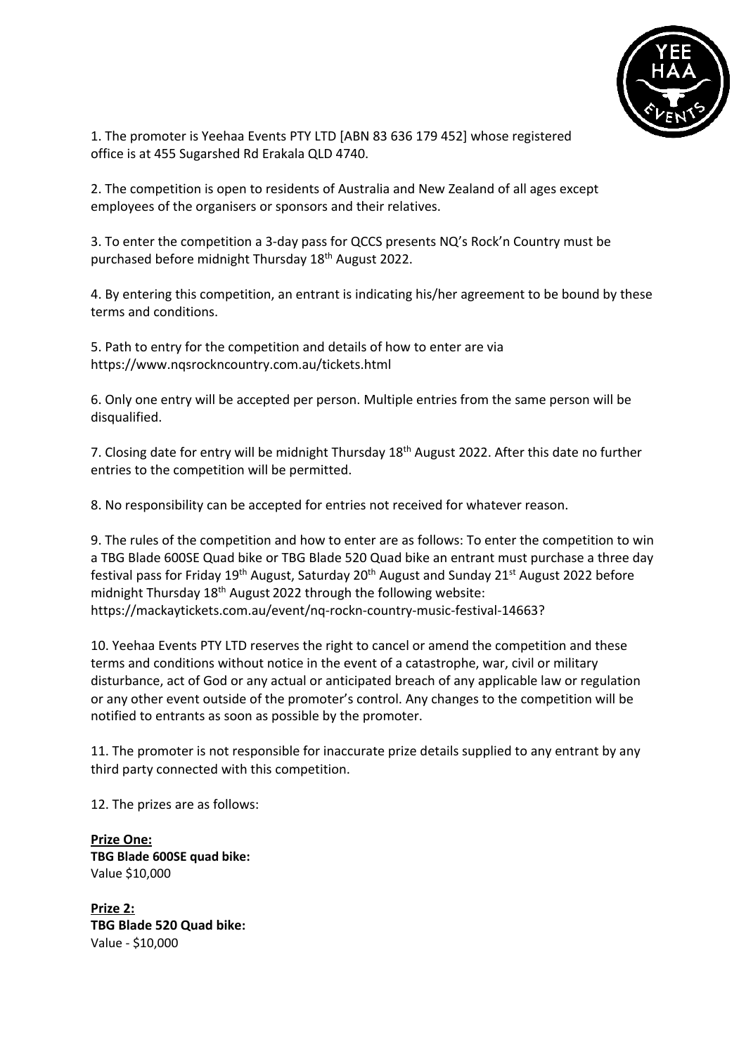1. The promoter is Yeehaa Events PTY LTD [ABN 83 636 179 452] whose registered office is at 455 Sugarshed Rd Erakala QLD 4740.

2. The competition is open to residents of Australia and New Zealand of all ages except employees of the organisers or sponsors and their relatives.

3. To enter the competition a 3-day pass for QCCS presents NQ's Rock'n Country must be purchased before midnight Thursday 18th August 2022.

4. By entering this competition, an entrant is indicating his/her agreement to be bound by these terms and conditions.

5. Path to entry for the competition and details of how to enter are via https://www.nqsrockncountry.com.au/tickets.html

6. Only one entry will be accepted per person. Multiple entries from the same person will be disqualified.

7. Closing date for entry will be midnight Thursday 18th August 2022. After this date no further entries to the competition will be permitted.

8. No responsibility can be accepted for entries not received for whatever reason.

9. The rules of the competition and how to enter are as follows: To enter the competition to win a TBG Blade 600SE Quad bike or TBG Blade 520 Quad bike an entrant must purchase a three day festival pass for Friday 19th August, Saturday 20th August and Sunday 21st August 2022 before midnight Thursday 18th August 2022 through the following website: https://mackaytickets.com.au/event/nq-rockn-country-music-festival-14663?

10. Yeehaa Events PTY LTD reserves the right to cancel or amend the competition and these terms and conditions without notice in the event of a catastrophe, war, civil or military disturbance, act of God or any actual or anticipated breach of any applicable law or regulation or any other event outside of the promoter's control. Any changes to the competition will be notified to entrants as soon as possible by the promoter.

11. The promoter is not responsible for inaccurate prize details supplied to any entrant by any third party connected with this competition.

12. The prizes are as follows:

**Prize One:**
**TBG Blade 600SE quad bike:**
Value $10,000

**Prize 2:**
**TBG Blade 520 Quad bike:**
Value - $10,000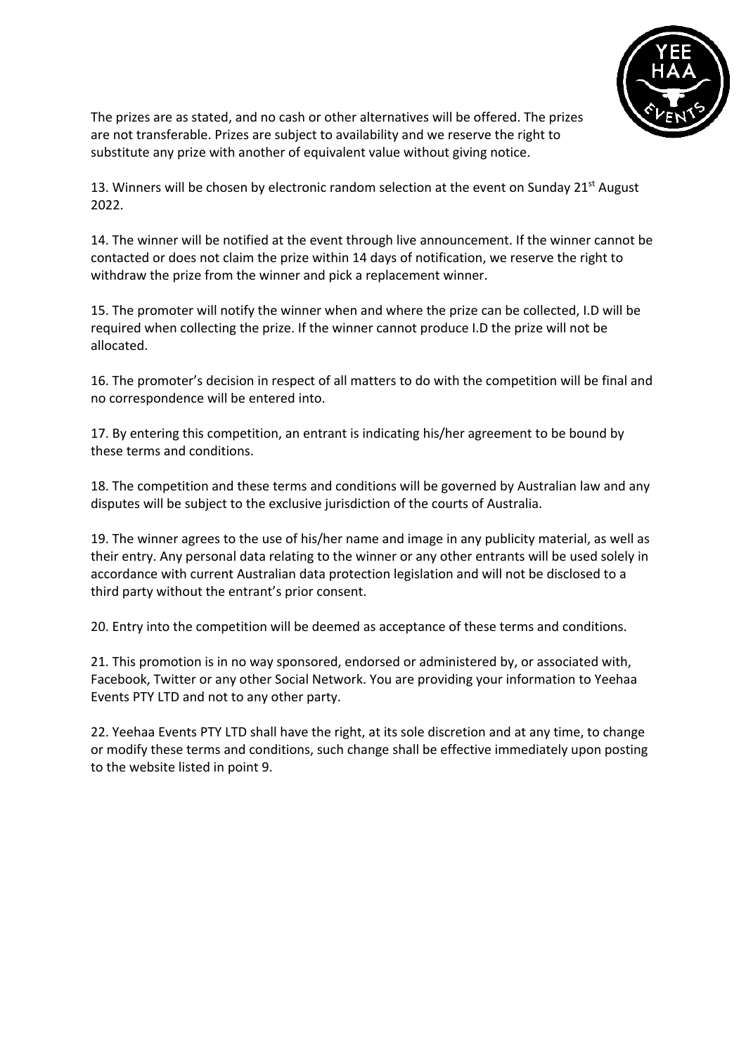The prizes are as stated, and no cash or other alternatives will be offered. The prizes are not transferable. Prizes are subject to availability and we reserve the right to substitute any prize with another of equivalent value without giving notice.

13. Winners will be chosen by electronic random selection at the event on Sunday 21st August 2022.

14. The winner will be notified at the event through live announcement. If the winner cannot be contacted or does not claim the prize within 14 days of notification, we reserve the right to withdraw the prize from the winner and pick a replacement winner.

15. The promoter will notify the winner when and where the prize can be collected, I.D will be required when collecting the prize. If the winner cannot produce I.D the prize will not be allocated.

16. The promoter's decision in respect of all matters to do with the competition will be final and no correspondence will be entered into.

17. By entering this competition, an entrant is indicating his/her agreement to be bound by these terms and conditions.

18. The competition and these terms and conditions will be governed by Australian law and any disputes will be subject to the exclusive jurisdiction of the courts of Australia.

19. The winner agrees to the use of his/her name and image in any publicity material, as well as their entry. Any personal data relating to the winner or any other entrants will be used solely in accordance with current Australian data protection legislation and will not be disclosed to a third party without the entrant's prior consent.

20. Entry into the competition will be deemed as acceptance of these terms and conditions.

21. This promotion is in no way sponsored, endorsed or administered by, or associated with, Facebook, Twitter or any other Social Network. You are providing your information to Yeehaa Events PTY LTD and not to any other party.

22. Yeehaa Events PTY LTD shall have the right, at its sole discretion and at any time, to change or modify these terms and conditions, such change shall be effective immediately upon posting to the website listed in point 9.